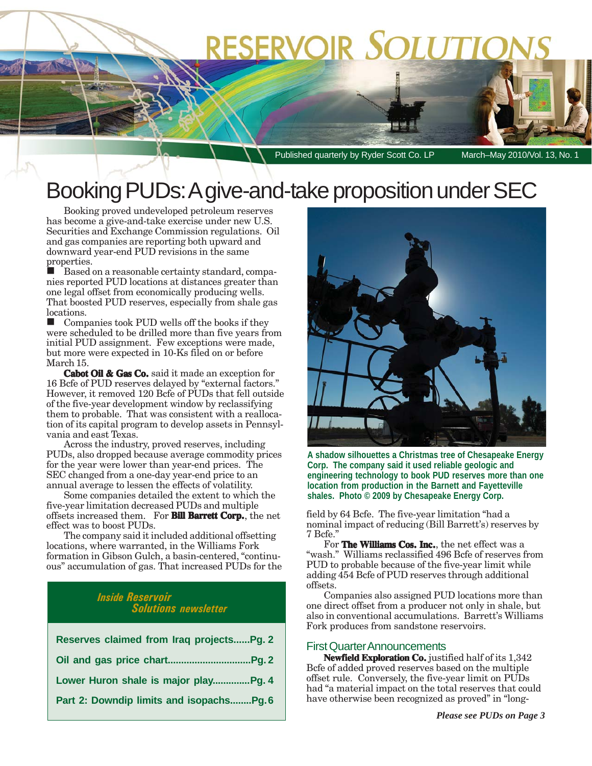# RESERVOIR SOLUTIONS

Published quarterly by Ryder Scott Co. LP — March–May 2010/Vol. 13, No. 1

# Booking PUDs: A give-and-take proposition under SEC

Booking proved undeveloped petroleum reserves has become a give-and-take exercise under new U.S. Securities and Exchange Commission regulations. Oil and gas companies are reporting both upward and downward year-end PUD revisions in the same properties.

- Based on a reasonable certainty standard, companies reported PUD locations at distances greater than one legal offset from economically producing wells. That boosted PUD reserves, especially from shale gas locations.
- Companies took PUD wells off the books if they were scheduled to be drilled more than five years from initial PUD assignment. Few exceptions were made, but more were expected in 10-Ks filed on or before March 15.

**Cabot Oil & Gas Co.** said it made an exception for 16 Bcfe of PUD reserves delayed by "external factors." However, it removed 120 Bcfe of PUDs that fell outside of the five-year development window by reclassifying them to probable. That was consistent with a reallocation of its capital program to develop assets in Pennsylvania and east Texas.

Across the industry, proved reserves, including PUDs, also dropped because average commodity prices for the year were lower than year-end prices. The SEC changed from a one-day year-end price to an annual average to lessen the effects of volatility.

Some companies detailed the extent to which the five-year limitation decreased PUDs and multiple offsets increased them. For **Bill Barrett Corp.**, the net effect was to boost PUDs.

The company said it included additional offsetting locations, where warranted, in the Williams Fork formation in Gibson Gulch, a basin-centered, "continuous" accumulation of gas. That increased PUDs for the field by 64 Bcfe. The five-year limitation "had a nominal impact of reducing (Bill Barrett's) reserves by 7 Bcfe."

For **The Williams Cos. Inc.**, the net effect was a "wash." Williams reclassified 496 Bcfe of reserves from PUD to probable because of the five-year limit while adding 454 Bcfe of PUD reserves through additional offsets.

Companies also assigned PUD locations more than one direct offset from a producer not only in shale, but also in conventional accumulations. Barrett's Williams Fork produces from sandstone reservoirs.

**A shadow silhouettes a Christmas tree of Chesapeake Energy Corp. The company said it used reliable geologic and engineering technology to book PUD reserves more than one location from production in the Barnett and Fayetteville shales. Photo © 2009 by Chesapeake Energy Corp.**

## First Quarter Announcements

**Newfield Exploration Co.** justified half of its 1,342 Bcfe of added proved reserves based on the multiple offset rule. Conversely, the five-year limit on PUDs had "a material impact on the total reserves that could have otherwise been recognized as proved" in "long-

*Please see PUDs on Page 3*

---

***Inside Reservoir Solutions newsletter***

- Reserves claimed from Iraq projects......Pg. 2
- Oil and gas price chart..............................Pg. 2
- Lower Huron shale is major play..............Pg. 4
- Part 2: Downdip limits and isopachs........Pg. 6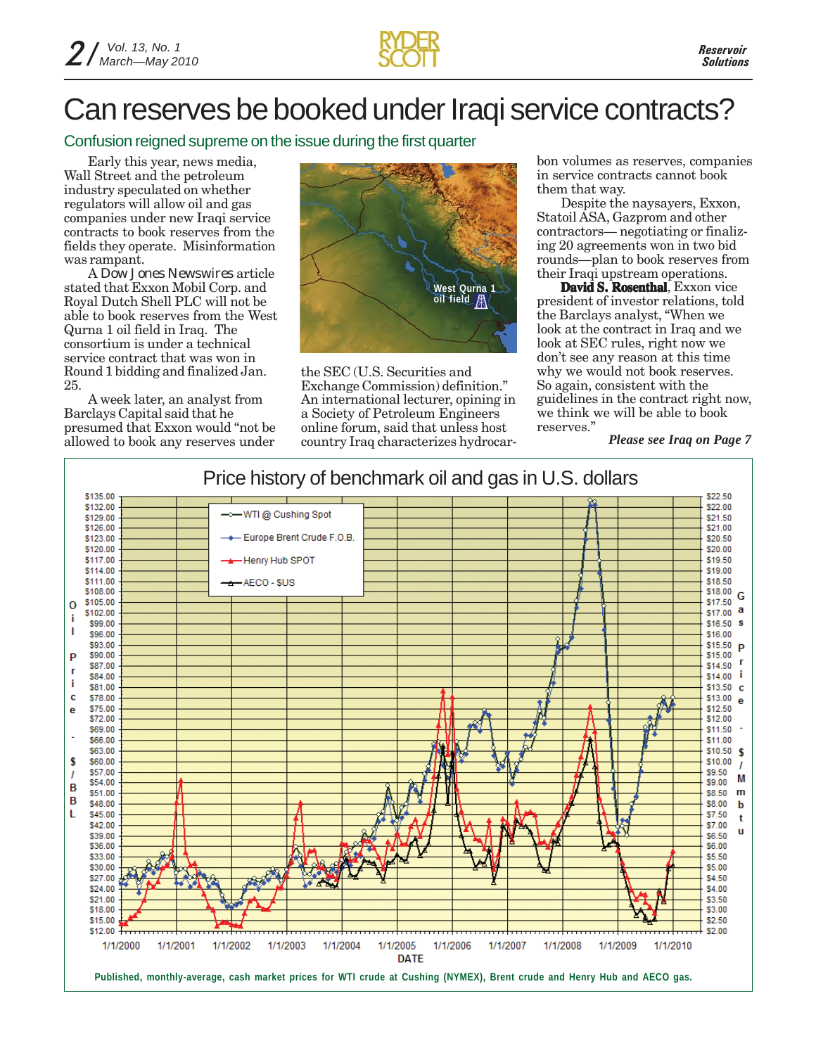# Can reserves be booked under Iraqi service contracts?

## Confusion reigned supreme on the issue during the first quarter

Early this year, news media, Wall Street and the petroleum industry speculated on whether regulators will allow oil and gas companies under new Iraqi service contracts to book reserves from the fields they operate. Misinformation was rampant.

A *Dow Jones Newswires* article stated that Exxon Mobil Corp. and Royal Dutch Shell PLC will not be able to book reserves from the West Qurna 1 oil field in Iraq. The consortium is under a technical service contract that was won in Round 1 bidding and finalized Jan. 25.

A week later, an analyst from Barclays Capital said that he presumed that Exxon would "not be allowed to book any reserves under the SEC (U.S. Securities and Exchange Commission) definition." An international lecturer, opining in a Society of Petroleum Engineers online forum, said that unless host country Iraq characterizes hydrocarbon volumes as reserves, companies in service contracts cannot book them that way.

Despite the naysayers, Exxon, Statoil ASA, Gazprom and other contractors— negotiating or finalizing 20 agreements won in two bid rounds—plan to book reserves from their Iraqi upstream operations.

**David S. Rosenthal**, Exxon vice president of investor relations, told the Barclays analyst, "When we look at the contract in Iraq and we look at SEC rules, right now we don't see any reason at this time why we would not book reserves. So again, consistent with the guidelines in the contract right now, we think we will be able to book reserves."

***Please see Iraq on Page 7***

West Qurna 1 oil field

Price history of benchmark oil and gas in U.S. dollars

Published, monthly-average, cash market prices for WTI crude at Cushing (NYMEX), Brent crude and Henry Hub and AECO gas.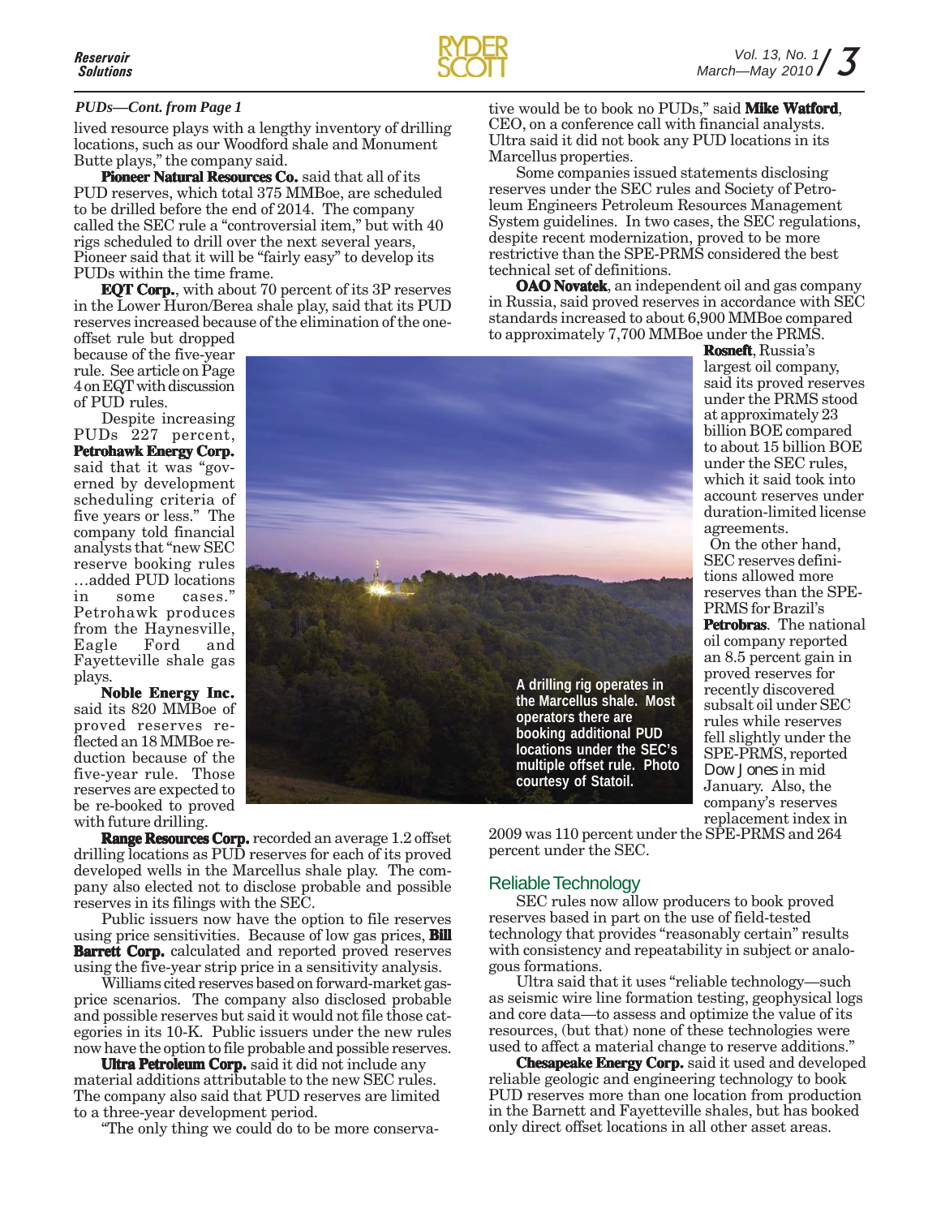*PUDs—Cont. from Page 1*

lived resource plays with a lengthy inventory of drilling locations, such as our Woodford shale and Monument Butte plays," the company said.

**Pioneer Natural Resources Co.** said that all of its PUD reserves, which total 375 MMBoe, are scheduled to be drilled before the end of 2014. The company called the SEC rule a "controversial item," but with 40 rigs scheduled to drill over the next several years, Pioneer said that it will be "fairly easy" to develop its PUDs within the time frame.

**EQT Corp.**, with about 70 percent of its 3P reserves in the Lower Huron/Berea shale play, said that its PUD reserves increased because of the elimination of the one-offset rule but dropped because of the five-year rule. See article on Page 4 on EQT with discussion of PUD rules.

Despite increasing PUDs 227 percent, **Petrohawk Energy Corp.** said that it was "governed by development scheduling criteria of five years or less." The company told financial analysts that "new SEC reserve booking rules …added PUD locations in some cases." Petrohawk produces from the Haynesville, Eagle Ford and Fayetteville shale gas plays.

**Noble Energy Inc.** said its 820 MMBoe of proved reserves reflected an 18 MMBoe reduction because of the five-year rule. Those reserves are expected to be re-booked to proved with future drilling.

**Range Resources Corp.** recorded an average 1.2 offset drilling locations as PUD reserves for each of its proved developed wells in the Marcellus shale play. The company also elected not to disclose probable and possible reserves in its filings with the SEC.

Public issuers now have the option to file reserves using price sensitivities. Because of low gas prices, **Bill Barrett Corp.** calculated and reported proved reserves using the five-year strip price in a sensitivity analysis.

Williams cited reserves based on forward-market gas-price scenarios. The company also disclosed probable and possible reserves but said it would not file those categories in its 10-K. Public issuers under the new rules now have the option to file probable and possible reserves.

**Ultra Petroleum Corp.** said it did not include any material additions attributable to the new SEC rules. The company also said that PUD reserves are limited to a three-year development period.

"The only thing we could do to be more conservative would be to book no PUDs," said **Mike Watford**, CEO, on a conference call with financial analysts. Ultra said it did not book any PUD locations in its Marcellus properties.

Some companies issued statements disclosing reserves under the SEC rules and Society of Petroleum Engineers Petroleum Resources Management System guidelines. In two cases, the SEC regulations, despite recent modernization, proved to be more restrictive than the SPE-PRMS considered the best technical set of definitions.

**OAO Novatek**, an independent oil and gas company in Russia, said proved reserves in accordance with SEC standards increased to about 6,900 MMBoe compared to approximately 7,700 MMBoe under the PRMS.

A drilling rig operates in the Marcellus shale. Most operators there are booking additional PUD locations under the SEC's multiple offset rule. Photo courtesy of Statoil.

**Rosneft**, Russia's largest oil company, said its proved reserves under the PRMS stood at approximately 23 billion BOE compared to about 15 billion BOE under the SEC rules, which it said took into account reserves under duration-limited license agreements.

On the other hand, SEC reserves definitions allowed more reserves than the SPE-PRMS for Brazil's **Petrobras**. The national oil company reported an 8.5 percent gain in proved reserves for recently discovered subsalt oil under SEC rules while reserves fell slightly under the SPE-PRMS, reported *Dow Jones* in mid January. Also, the company's reserves replacement index in 2009 was 110 percent under the SPE-PRMS and 264 percent under the SEC.

## Reliable Technology

SEC rules now allow producers to book proved reserves based in part on the use of field-tested technology that provides "reasonably certain" results with consistency and repeatability in subject or analogous formations.

Ultra said that it uses "reliable technology—such as seismic wire line formation testing, geophysical logs and core data—to assess and optimize the value of its resources, (but that) none of these technologies were used to affect a material change to reserve additions."

**Chesapeake Energy Corp.** said it used and developed reliable geologic and engineering technology to book PUD reserves more than one location from production in the Barnett and Fayetteville shales, but has booked only direct offset locations in all other asset areas.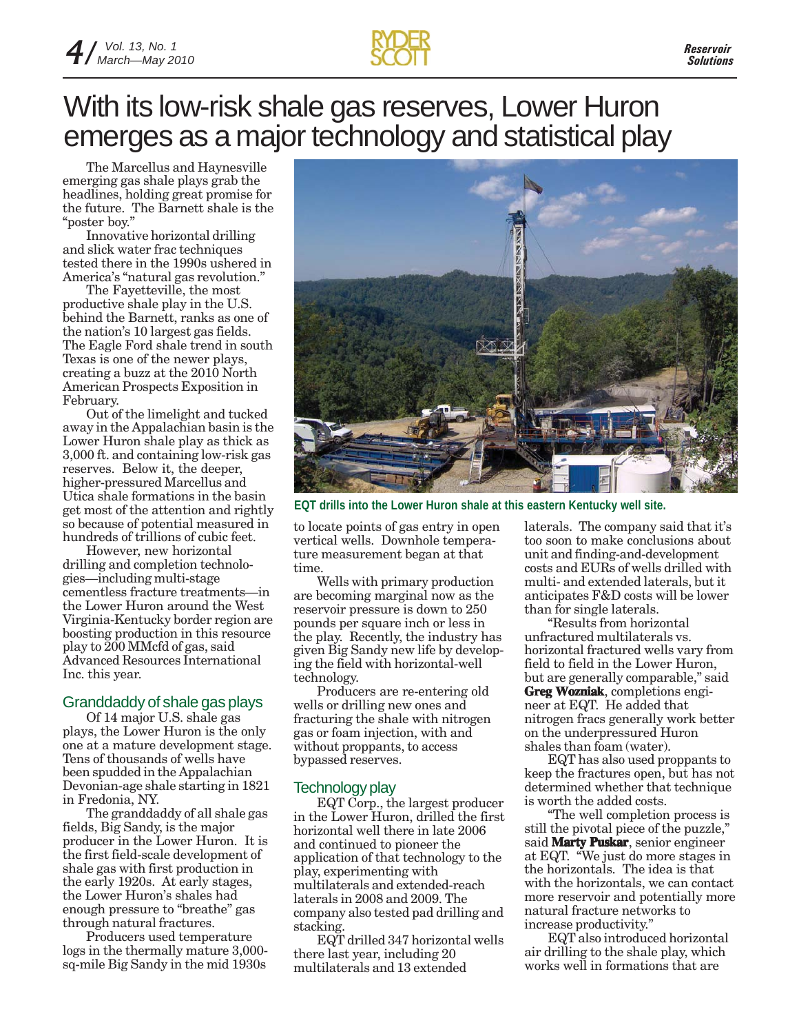# With its low-risk shale gas reserves, Lower Huron emerges as a major technology and statistical play

The Marcellus and Haynesville emerging gas shale plays grab the headlines, holding great promise for the future. The Barnett shale is the "poster boy."

Innovative horizontal drilling and slick water frac techniques tested there in the 1990s ushered in America's "natural gas revolution."

The Fayetteville, the most productive shale play in the U.S. behind the Barnett, ranks as one of the nation's 10 largest gas fields. The Eagle Ford shale trend in south Texas is one of the newer plays, creating a buzz at the 2010 North American Prospects Exposition in February.

Out of the limelight and tucked away in the Appalachian basin is the Lower Huron shale play as thick as 3,000 ft. and containing low-risk gas reserves. Below it, the deeper, higher-pressured Marcellus and Utica shale formations in the basin get most of the attention and rightly so because of potential measured in hundreds of trillions of cubic feet.

However, new horizontal drilling and completion technologies—including multi-stage cementless fracture treatments—in the Lower Huron around the West Virginia-Kentucky border region are boosting production in this resource play to 200 MMcfd of gas, said Advanced Resources International Inc. this year.

## Granddaddy of shale gas plays

Of 14 major U.S. shale gas plays, the Lower Huron is the only one at a mature development stage. Tens of thousands of wells have been spudded in the Appalachian Devonian-age shale starting in 1821 in Fredonia, NY.

The granddaddy of all shale gas fields, Big Sandy, is the major producer in the Lower Huron. It is the first field-scale development of shale gas with first production in the early 1920s. At early stages, the Lower Huron's shales had enough pressure to "breathe" gas through natural fractures.

Producers used temperature logs in the thermally mature 3,000-sq-mile Big Sandy in the mid 1930s to locate points of gas entry in open vertical wells. Downhole temperature measurement began at that time.

EQT drills into the Lower Huron shale at this eastern Kentucky well site.

Wells with primary production are becoming marginal now as the reservoir pressure is down to 250 pounds per square inch or less in the play. Recently, the industry has given Big Sandy new life by developing the field with horizontal-well technology.

Producers are re-entering old wells or drilling new ones and fracturing the shale with nitrogen gas or foam injection, with and without proppants, to access bypassed reserves.

## Technology play

EQT Corp., the largest producer in the Lower Huron, drilled the first horizontal well there in late 2006 and continued to pioneer the application of that technology to the play, experimenting with multilaterals and extended-reach laterals in 2008 and 2009. The company also tested pad drilling and stacking.

EQT drilled 347 horizontal wells there last year, including 20 multilaterals and 13 extended laterals. The company said that it's too soon to make conclusions about unit and finding-and-development costs and EURs of wells drilled with multi- and extended laterals, but it anticipates F&D costs will be lower than for single laterals.

"Results from horizontal unfractured multilaterals vs. horizontal fractured wells vary from field to field in the Lower Huron, but are generally comparable," said **Greg Wozniak**, completions engineer at EQT. He added that nitrogen fracs generally work better on the underpressured Huron shales than foam (water).

EQT has also used proppants to keep the fractures open, but has not determined whether that technique is worth the added costs.

"The well completion process is still the pivotal piece of the puzzle," said **Marty Puskar**, senior engineer at EQT. "We just do more stages in the horizontals. The idea is that with the horizontals, we can contact more reservoir and potentially more natural fracture networks to increase productivity."

EQT also introduced horizontal air drilling to the shale play, which works well in formations that are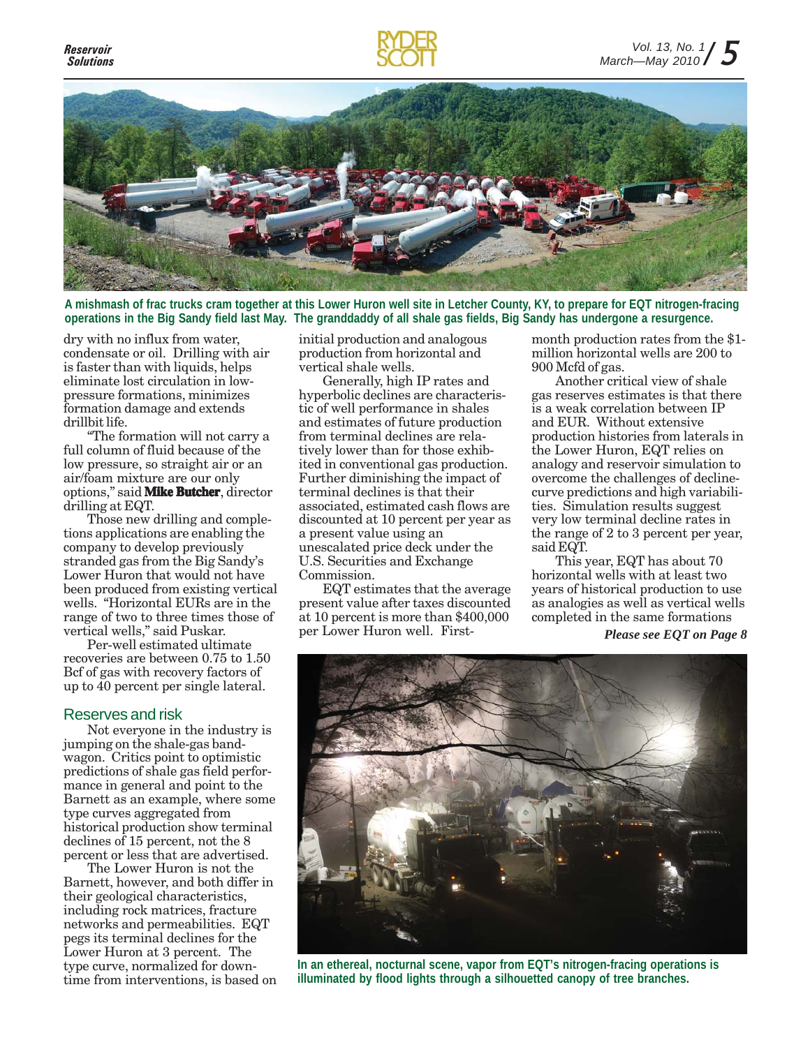A mishmash of frac trucks cram together at this Lower Huron well site in Letcher County, KY, to prepare for EQT nitrogen-fracing operations in the Big Sandy field last May. The granddaddy of all shale gas fields, Big Sandy has undergone a resurgence.

dry with no influx from water, condensate or oil. Drilling with air is faster than with liquids, helps eliminate lost circulation in low-pressure formations, minimizes formation damage and extends drillbit life.

"The formation will not carry a full column of fluid because of the low pressure, so straight air or an air/foam mixture are our only options," said **Mike Butcher**, director drilling at EQT.

Those new drilling and completions applications are enabling the company to develop previously stranded gas from the Big Sandy's Lower Huron that would not have been produced from existing vertical wells. "Horizontal EURs are in the range of two to three times those of vertical wells," said Puskar.

Per-well estimated ultimate recoveries are between 0.75 to 1.50 Bcf of gas with recovery factors of up to 40 percent per single lateral.

## Reserves and risk

Not everyone in the industry is jumping on the shale-gas bandwagon. Critics point to optimistic predictions of shale gas field performance in general and point to the Barnett as an example, where some type curves aggregated from historical production show terminal declines of 15 percent, not the 8 percent or less that are advertised.

The Lower Huron is not the Barnett, however, and both differ in their geological characteristics, including rock matrices, fracture networks and permeabilities. EQT pegs its terminal declines for the Lower Huron at 3 percent. The type curve, normalized for downtime from interventions, is based on initial production and analogous production from horizontal and vertical shale wells.

Generally, high IP rates and hyperbolic declines are characteristic of well performance in shales and estimates of future production from terminal declines are relatively lower than for those exhibited in conventional gas production. Further diminishing the impact of terminal declines is that their associated, estimated cash flows are discounted at 10 percent per year as a present value using an unescalated price deck under the U.S. Securities and Exchange Commission.

EQT estimates that the average present value after taxes discounted at 10 percent is more than $400,000 per Lower Huron well. First-month production rates from the $1-million horizontal wells are 200 to 900 Mcfd of gas.

Another critical view of shale gas reserves estimates is that there is a weak correlation between IP and EUR. Without extensive production histories from laterals in the Lower Huron, EQT relies on analogy and reservoir simulation to overcome the challenges of decline-curve predictions and high variabilities. Simulation results suggest very low terminal decline rates in the range of 2 to 3 percent per year, said EQT.

This year, EQT has about 70 horizontal wells with at least two years of historical production to use as analogies as well as vertical wells completed in the same formations

*Please see EQT on Page 8*

In an ethereal, nocturnal scene, vapor from EQT's nitrogen-fracing operations is illuminated by flood lights through a silhouetted canopy of tree branches.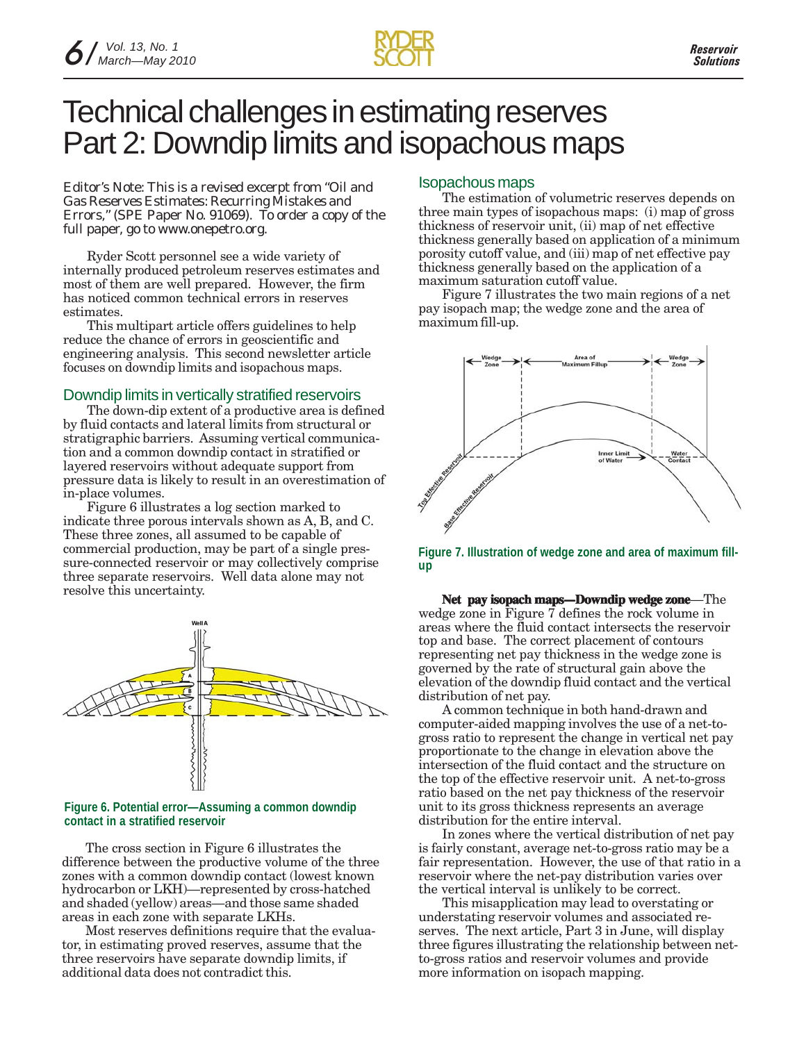# Technical challenges in estimating reserves Part 2: Downdip limits and isopachous maps

*Editor's Note: This is a revised excerpt from "Oil and Gas Reserves Estimates: Recurring Mistakes and Errors," (SPE Paper No. 91069). To order a copy of the full paper, go to www.onepetro.org.*

Ryder Scott personnel see a wide variety of internally produced petroleum reserves estimates and most of them are well prepared. However, the firm has noticed common technical errors in reserves estimates.

This multipart article offers guidelines to help reduce the chance of errors in geoscientific and engineering analysis. This second newsletter article focuses on downdip limits and isopachous maps.

## Downdip limits in vertically stratified reservoirs

The down-dip extent of a productive area is defined by fluid contacts and lateral limits from structural or stratigraphic barriers. Assuming vertical communication and a common downdip contact in stratified or layered reservoirs without adequate support from pressure data is likely to result in an overestimation of in-place volumes.

Figure 6 illustrates a log section marked to indicate three porous intervals shown as A, B, and C. These three zones, all assumed to be capable of commercial production, may be part of a single pressure-connected reservoir or may collectively comprise three separate reservoirs. Well data alone may not resolve this uncertainty.

**Figure 6. Potential error—Assuming a common downdip contact in a stratified reservoir**

The cross section in Figure 6 illustrates the difference between the productive volume of the three zones with a common downdip contact (lowest known hydrocarbon or LKH)—represented by cross-hatched and shaded (yellow) areas—and those same shaded areas in each zone with separate LKHs.

Most reserves definitions require that the evaluator, in estimating proved reserves, assume that the three reservoirs have separate downdip limits, if additional data does not contradict this.

## Isopachous maps

The estimation of volumetric reserves depends on three main types of isopachous maps: (i) map of gross thickness of reservoir unit, (ii) map of net effective thickness generally based on application of a minimum porosity cutoff value, and (iii) map of net effective pay thickness generally based on the application of a maximum saturation cutoff value.

Figure 7 illustrates the two main regions of a net pay isopach map; the wedge zone and the area of maximum fill-up.

**Figure 7. Illustration of wedge zone and area of maximum fill-up**

**Net pay isopach maps—Downdip wedge zone**—The wedge zone in Figure 7 defines the rock volume in areas where the fluid contact intersects the reservoir top and base. The correct placement of contours representing net pay thickness in the wedge zone is governed by the rate of structural gain above the elevation of the downdip fluid contact and the vertical distribution of net pay.

A common technique in both hand-drawn and computer-aided mapping involves the use of a net-to-gross ratio to represent the change in vertical net pay proportionate to the change in elevation above the intersection of the fluid contact and the structure on the top of the effective reservoir unit. A net-to-gross ratio based on the net pay thickness of the reservoir unit to its gross thickness represents an average distribution for the entire interval.

In zones where the vertical distribution of net pay is fairly constant, average net-to-gross ratio may be a fair representation. However, the use of that ratio in a reservoir where the net-pay distribution varies over the vertical interval is unlikely to be correct.

This misapplication may lead to overstating or understating reservoir volumes and associated reserves. The next article, Part 3 in June, will display three figures illustrating the relationship between net-to-gross ratios and reservoir volumes and provide more information on isopach mapping.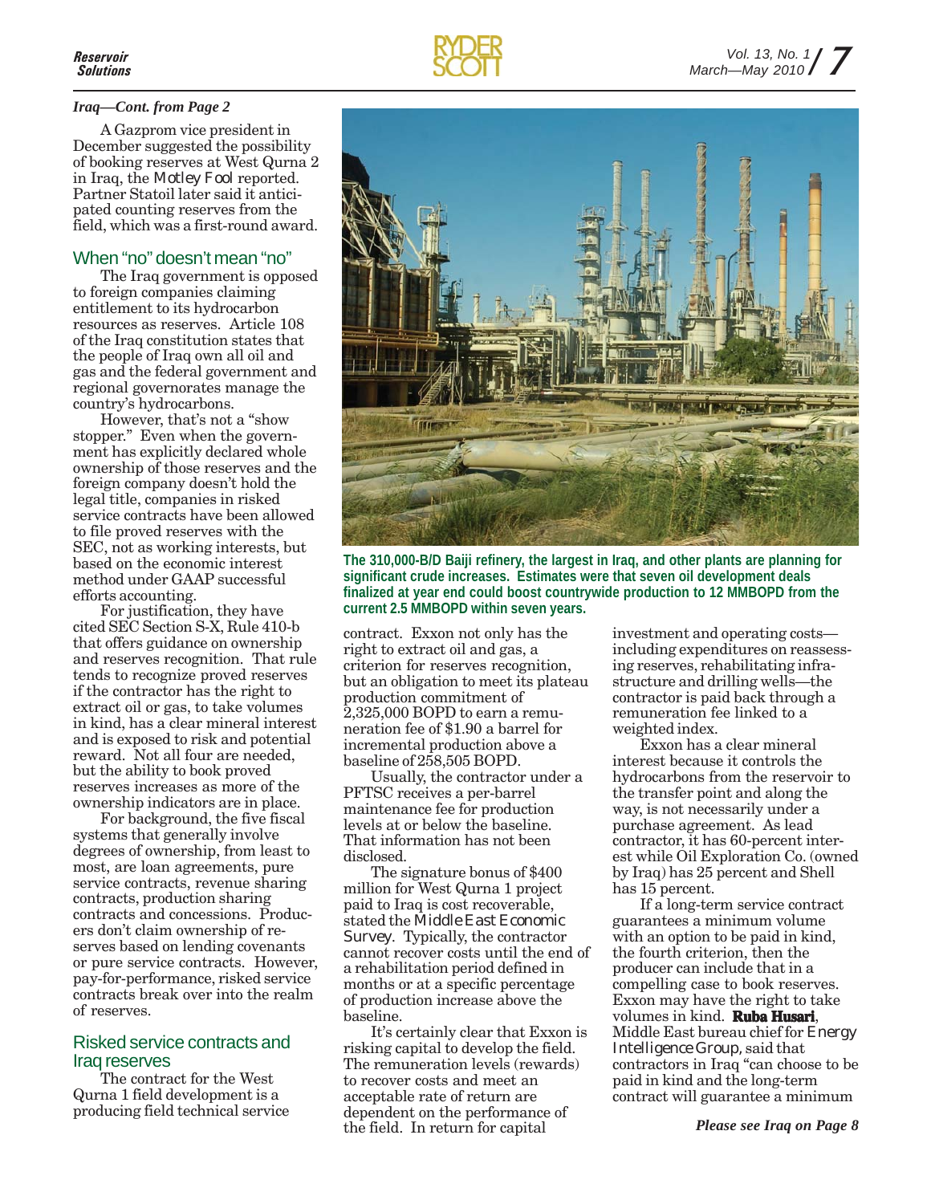*Iraq—Cont. from Page 2*

A Gazprom vice president in December suggested the possibility of booking reserves at West Qurna 2 in Iraq, the *Motley Fool* reported. Partner Statoil later said it anticipated counting reserves from the field, which was a first-round award.

## When "no" doesn't mean "no"

The Iraq government is opposed to foreign companies claiming entitlement to its hydrocarbon resources as reserves. Article 108 of the Iraq constitution states that the people of Iraq own all oil and gas and the federal government and regional governorates manage the country's hydrocarbons.

However, that's not a "show stopper." Even when the government has explicitly declared whole ownership of those reserves and the foreign company doesn't hold the legal title, companies in risked service contracts have been allowed to file proved reserves with the SEC, not as working interests, but based on the economic interest method under GAAP successful efforts accounting.

For justification, they have cited SEC Section S-X, Rule 410-b that offers guidance on ownership and reserves recognition. That rule tends to recognize proved reserves if the contractor has the right to extract oil or gas, to take volumes in kind, has a clear mineral interest and is exposed to risk and potential reward. Not all four are needed, but the ability to book proved reserves increases as more of the ownership indicators are in place.

For background, the five fiscal systems that generally involve degrees of ownership, from least to most, are loan agreements, pure service contracts, revenue sharing contracts, production sharing contracts and concessions. Producers don't claim ownership of reserves based on lending covenants or pure service contracts. However, pay-for-performance, risked service contracts break over into the realm of reserves.

## Risked service contracts and Iraq reserves

The contract for the West Qurna 1 field development is a producing field technical service contract. Exxon not only has the right to extract oil and gas, a criterion for reserves recognition, but an obligation to meet its plateau production commitment of 2,325,000 BOPD to earn a remuneration fee of $1.90 a barrel for incremental production above a baseline of 258,505 BOPD.

Usually, the contractor under a PFTSC receives a per-barrel maintenance fee for production levels at or below the baseline. That information has not been disclosed.

The signature bonus of $400 million for West Qurna 1 project paid to Iraq is cost recoverable, stated the *Middle East Economic Survey*. Typically, the contractor cannot recover costs until the end of a rehabilitation period defined in months or at a specific percentage of production increase above the baseline.

It's certainly clear that Exxon is risking capital to develop the field. The remuneration levels (rewards) to recover costs and meet an acceptable rate of return are dependent on the performance of the field. In return for capital investment and operating costs—including expenditures on reassessing reserves, rehabilitating infrastructure and drilling wells—the contractor is paid back through a remuneration fee linked to a weighted index.

Exxon has a clear mineral interest because it controls the hydrocarbons from the reservoir to the transfer point and along the way, is not necessarily under a purchase agreement. As lead contractor, it has 60-percent interest while Oil Exploration Co. (owned by Iraq) has 25 percent and Shell has 15 percent.

If a long-term service contract guarantees a minimum volume with an option to be paid in kind, the fourth criterion, then the producer can include that in a compelling case to book reserves. Exxon may have the right to take volumes in kind. **Ruba Husari**, Middle East bureau chief for *Energy Intelligence Group*, said that contractors in Iraq "can choose to be paid in kind and the long-term contract will guarantee a minimum

**The 310,000-B/D Baiji refinery, the largest in Iraq, and other plants are planning for significant crude increases. Estimates were that seven oil development deals finalized at year end could boost countrywide production to 12 MMBOPD from the current 2.5 MMBOPD within seven years.**

*Please see Iraq on Page 8*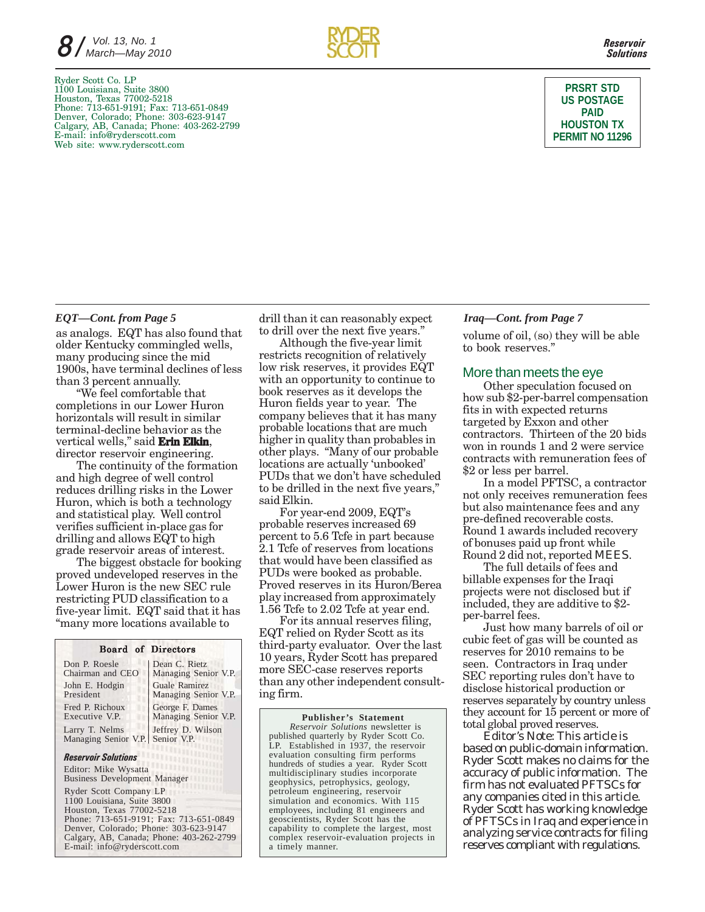Ryder Scott Co. LP
1100 Louisiana, Suite 3800
Houston, Texas 77002-5218
Phone: 713-651-9191; Fax: 713-651-0849
Denver, Colorado; Phone: 303-623-9147
Calgary, AB, Canada; Phone: 403-262-2799
E-mail: info@ryderscott.com
Web site: www.ryderscott.com

PRSRT STD
US POSTAGE
PAID
HOUSTON TX
PERMIT NO 11296

*EQT—Cont. from Page 5*

as analogs. EQT has also found that older Kentucky commingled wells, many producing since the mid 1900s, have terminal declines of less than 3 percent annually.

"We feel comfortable that completions in our Lower Huron horizontals will result in similar terminal-decline behavior as the vertical wells," said **Erin Elkin**, director reservoir engineering.

The continuity of the formation and high degree of well control reduces drilling risks in the Lower Huron, which is both a technology and statistical play. Well control verifies sufficient in-place gas for drilling and allows EQT to high grade reservoir areas of interest.

The biggest obstacle for booking proved undeveloped reserves in the Lower Huron is the new SEC rule restricting PUD classification to a five-year limit. EQT said that it has "many more locations available to drill than it can reasonably expect to drill over the next five years."

Although the five-year limit restricts recognition of relatively low risk reserves, it provides EQT with an opportunity to continue to book reserves as it develops the Huron fields year to year. The company believes that it has many probable locations that are much higher in quality than probables in other plays. "Many of our probable locations are actually 'unbooked' PUDs that we don't have scheduled to be drilled in the next five years," said Elkin.

For year-end 2009, EQT's probable reserves increased 69 percent to 5.6 Tcfe in part because 2.1 Tcfe of reserves from locations that would have been classified as PUDs were booked as probable. Proved reserves in its Huron/Berea play increased from approximately 1.56 Tcfe to 2.02 Tcfe at year end.

For its annual reserves filing, EQT relied on Ryder Scott as its third-party evaluator. Over the last 10 years, Ryder Scott has prepared more SEC-case reserves reports than any other independent consulting firm.

**Board of Directors**

| | |
|---|---|
| Don P. Roesle<br>Chairman and CEO | Dean C. Rietz<br>Managing Senior V.P. |
| John E. Hodgin<br>President | Guale Ramirez<br>Managing Senior V.P. |
| Fred P. Richoux<br>Executive V.P. | George F. Dames<br>Managing Senior V.P. |
| Larry T. Nelms<br>Managing Senior V.P. | Jeffrey D. Wilson<br>Senior V.P. |

***Reservoir Solutions***

Editor: Mike Wysatta
Business Development Manager

Ryder Scott Company LP
1100 Louisiana, Suite 3800
Houston, Texas 77002-5218
Phone: 713-651-9191; Fax: 713-651-0849
Denver, Colorado; Phone: 303-623-9147
Calgary, AB, Canada; Phone: 403-262-2799
E-mail: info@ryderscott.com

**Publisher's Statement**

*Reservoir Solutions* newsletter is published quarterly by Ryder Scott Co. LP. Established in 1937, the reservoir evaluation consulting firm performs hundreds of studies a year. Ryder Scott multidisciplinary studies incorporate geophysics, petrophysics, geology, petroleum engineering, reservoir simulation and economics. With 115 employees, including 81 engineers and geoscientists, Ryder Scott has the capability to complete the largest, most complex reservoir-evaluation projects in a timely manner.

*Iraq—Cont. from Page 7*

volume of oil, (so) they will be able to book reserves."

## More than meets the eye

Other speculation focused on how sub $2-per-barrel compensation fits in with expected returns targeted by Exxon and other contractors. Thirteen of the 20 bids won in rounds 1 and 2 were service contracts with remuneration fees of $2 or less per barrel.

In a model PFTSC, a contractor not only receives remuneration fees but also maintenance fees and any pre-defined recoverable costs. Round 1 awards included recovery of bonuses paid up front while Round 2 did not, reported MEES.

The full details of fees and billable expenses for the Iraqi projects were not disclosed but if included, they are additive to $2-per-barrel fees.

Just how many barrels of oil or cubic feet of gas will be counted as reserves for 2010 remains to be seen. Contractors in Iraq under SEC reporting rules don't have to disclose historical production or reserves separately by country unless they account for 15 percent or more of total global proved reserves.

*Editor's Note:* This article is based on public-domain information. Ryder Scott makes no claims for the accuracy of public information. The firm has not evaluated PFTSCs for any companies cited in this article. Ryder Scott has working knowledge of PFTSCs in Iraq and experience in analyzing service contracts for filing reserves compliant with regulations.